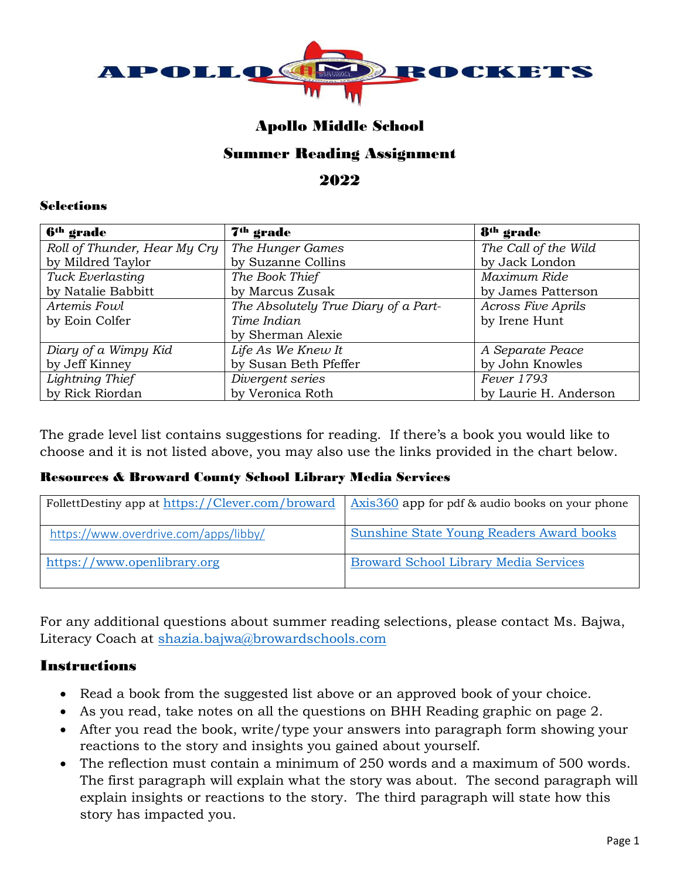APOLLO ROCKETS

# Apollo Middle School

## Summer Reading Assignment

## 2022

### Selections

| 6th grade | 7th grade | 8th grade |
|---|---|---|
| *Roll of Thunder, Hear My Cry* by Mildred Taylor | *The Hunger Games* by Suzanne Collins | *The Call of the Wild* by Jack London |
| *Tuck Everlasting* by Natalie Babbitt | *The Book Thief* by Marcus Zusak | *Maximum Ride* by James Patterson |
| *Artemis Fowl* by Eoin Colfer | *The Absolutely True Diary of a Part-Time Indian* by Sherman Alexie | *Across Five Aprils* by Irene Hunt |
| *Diary of a Wimpy Kid* by Jeff Kinney | *Life As We Knew It* by Susan Beth Pfeffer | *A Separate Peace* by John Knowles |
| *Lightning Thief* by Rick Riordan | *Divergent series* by Veronica Roth | *Fever 1793* by Laurie H. Anderson |

The grade level list contains suggestions for reading. If there's a book you would like to choose and it is not listed above, you may also use the links provided in the chart below.

### Resources & Broward County School Library Media Services

| | |
|---|---|
| FollettDestiny app at https://Clever.com/broward | Axis360 app for pdf & audio books on your phone |
| https://www.overdrive.com/apps/libby/ | Sunshine State Young Readers Award books |
| https://www.openlibrary.org | Broward School Library Media Services |

For any additional questions about summer reading selections, please contact Ms. Bajwa, Literacy Coach at shazia.bajwa@browardschools.com

## Instructions

- Read a book from the suggested list above or an approved book of your choice.
- As you read, take notes on all the questions on BHH Reading graphic on page 2.
- After you read the book, write/type your answers into paragraph form showing your reactions to the story and insights you gained about yourself.
- The reflection must contain a minimum of 250 words and a maximum of 500 words. The first paragraph will explain what the story was about. The second paragraph will explain insights or reactions to the story. The third paragraph will state how this story has impacted you.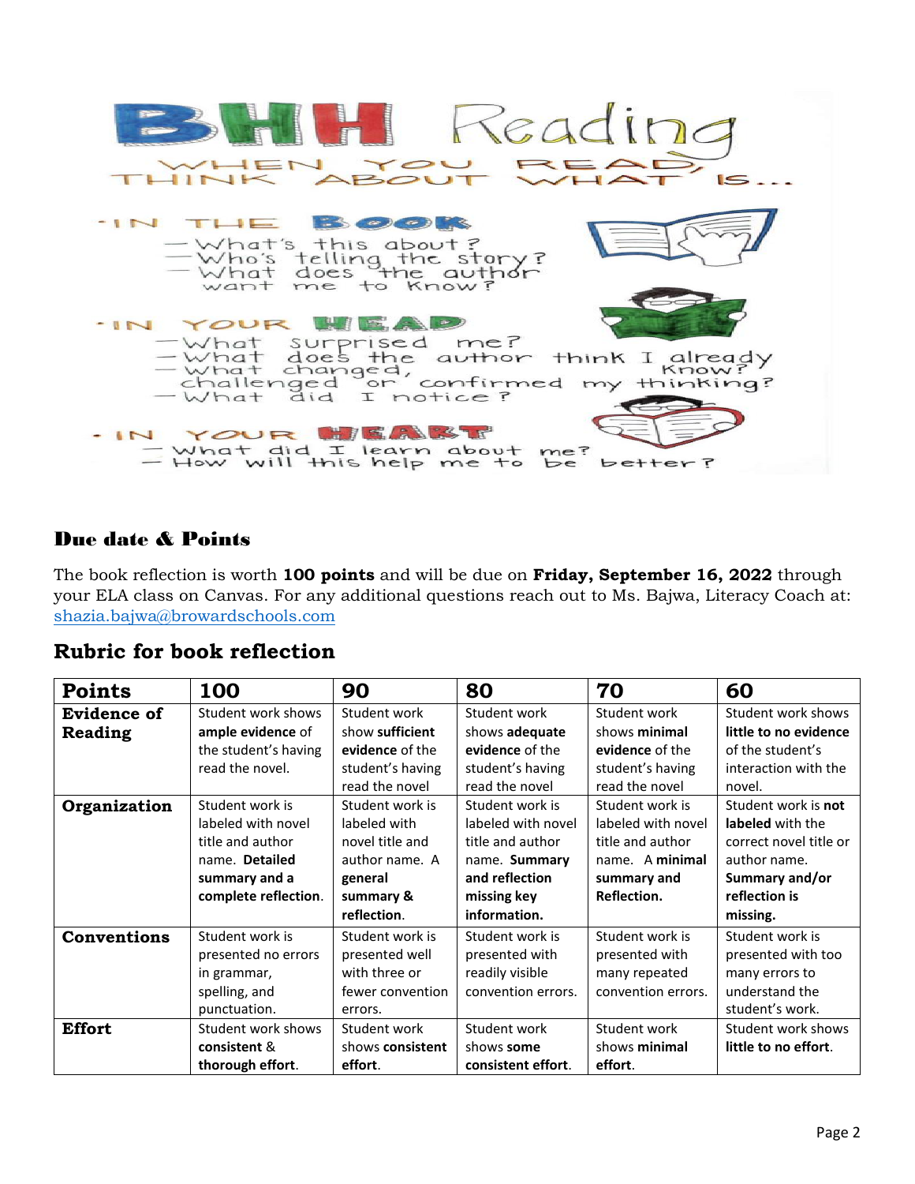# BHH Reading

WHEN YOU READ, THINK ABOUT WHAT IS...

- IN THE BOOK
  - What's this about?
  - Who's telling the story?
  - What does the author want me to know?
- IN YOUR HEAD
  - What surprised me?
  - What does the author think I already know?
  - What changed, challenged or confirmed my thinking?
  - What did I notice?
- IN YOUR HEART
  - What did I learn about me?
  - How will this help me to be better?

## Due date & Points

The book reflection is worth **100 points** and will be due on **Friday, September 16, 2022** through your ELA class on Canvas. For any additional questions reach out to Ms. Bajwa, Literacy Coach at: shazia.bajwa@browardschools.com

## Rubric for book reflection

| Points | 100 | 90 | 80 | 70 | 60 |
|---|---|---|---|---|---|
| **Evidence of Reading** | Student work shows **ample evidence** of the student's having read the novel. | Student work show **sufficient evidence** of the student's having read the novel | Student work shows **adequate evidence** of the student's having read the novel | Student work shows **minimal evidence** of the student's having read the novel | Student work shows **little to no evidence** of the student's interaction with the novel. |
| **Organization** | Student work is labeled with novel title and author name. **Detailed summary and a complete reflection**. | Student work is labeled with novel title and author name. A **general summary & reflection**. | Student work is labeled with novel title and author name. **Summary and reflection missing key information.** | Student work is labeled with novel title and author name. A **minimal summary and Reflection.** | Student work is **not labeled** with the correct novel title or author name. **Summary and/or reflection is missing.** |
| **Conventions** | Student work is presented no errors in grammar, spelling, and punctuation. | Student work is presented well with three or fewer convention errors. | Student work is presented with readily visible convention errors. | Student work is presented with many repeated convention errors. | Student work is presented with too many errors to understand the student's work. |
| **Effort** | Student work shows **consistent** & **thorough effort**. | Student work shows **consistent effort**. | Student work shows **some consistent effort**. | Student work shows **minimal effort**. | Student work shows **little to no effort.** |